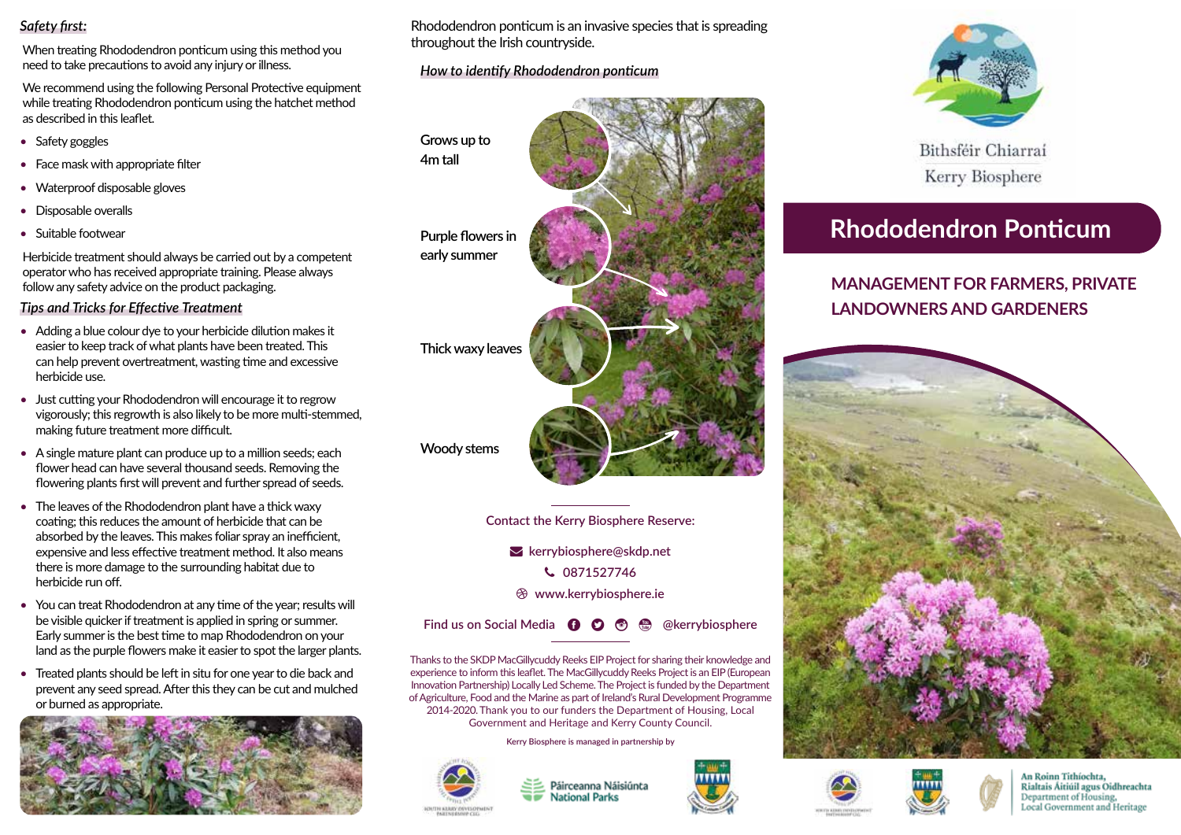# Rhododendron Ponticum

## MANAGEMENT FOR FARMERS, PRIVATE LANDOWNERS AND GARDENERS

Bithsféir Chiarraí
Kerry Biosphere

### *Safety first:*

When treating Rhododendron ponticum using this method you need to take precautions to avoid any injury or illness.

We recommend using the following Personal Protective equipment while treating Rhododendron ponticum using the hatchet method as described in this leaflet.

- Safety goggles
- Face mask with appropriate filter
- Waterproof disposable gloves
- Disposable overalls
- Suitable footwear

Herbicide treatment should always be carried out by a competent operator who has received appropriate training. Please always follow any safety advice on the product packaging.

### *Tips and Tricks for Effective Treatment*

- Adding a blue colour dye to your herbicide dilution makes it easier to keep track of what plants have been treated. This can help prevent overtreatment, wasting time and excessive herbicide use.
- Just cutting your Rhododendron will encourage it to regrow vigorously; this regrowth is also likely to be more multi-stemmed, making future treatment more difficult.
- A single mature plant can produce up to a million seeds; each flower head can have several thousand seeds. Removing the flowering plants first will prevent and further spread of seeds.
- The leaves of the Rhododendron plant have a thick waxy coating; this reduces the amount of herbicide that can be absorbed by the leaves. This makes foliar spray an inefficient, expensive and less effective treatment method. It also means there is more damage to the surrounding habitat due to herbicide run off.
- You can treat Rhododendron at any time of the year; results will be visible quicker if treatment is applied in spring or summer. Early summer is the best time to map Rhododendron on your land as the purple flowers make it easier to spot the larger plants.
- Treated plants should be left in situ for one year to die back and prevent any seed spread. After this they can be cut and mulched or burned as appropriate.

Rhododendron ponticum is an invasive species that is spreading throughout the Irish countryside.

### *How to identify Rhododendron ponticum*

- Grows up to 4m tall
- Purple flowers in early summer
- Thick waxy leaves
- Woody stems

Contact the Kerry Biosphere Reserve:

kerrybiosphere@skdp.net
0871527746
www.kerrybiosphere.ie

Find us on Social Media @kerrybiosphere

Thanks to the SKDP MacGillycuddy Reeks EIP Project for sharing their knowledge and experience to inform this leaflet. The MacGillycuddy Reeks Project is an EIP (European Innovation Partnership) Locally Led Scheme. The Project is funded by the Department of Agriculture, Food and the Marine as part of Ireland's Rural Development Programme 2014-2020. Thank you to our funders the Department of Housing, Local Government and Heritage and Kerry County Council.

Kerry Biosphere is managed in partnership by

South Kerry Development Partnership CLG
Páirceanna Náisiúnta National Parks

An Roinn Tithíochta, Rialtais Áitiúil agus Oidhreachta
Department of Housing, Local Government and Heritage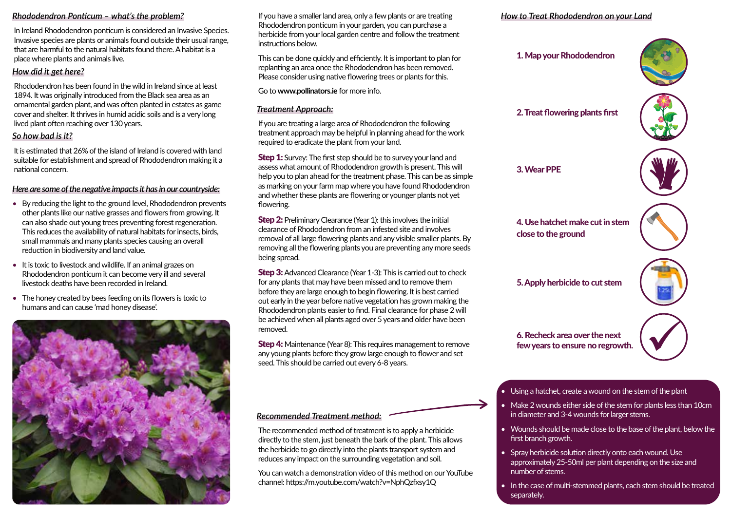## *Rhododendron Ponticum – what's the problem?*

In Ireland Rhododendron ponticum is considered an Invasive Species. Invasive species are plants or animals found outside their usual range, that are harmful to the natural habitats found there. A habitat is a place where plants and animals live.

## *How did it get here?*

Rhododendron has been found in the wild in Ireland since at least 1894. It was originally introduced from the Black sea area as an ornamental garden plant, and was often planted in estates as game cover and shelter. It thrives in humid acidic soils and is a very long lived plant often reaching over 130 years.

## *So how bad is it?*

It is estimated that 26% of the island of Ireland is covered with land suitable for establishment and spread of Rhododendron making it a national concern.

## *Here are some of the negative impacts it has in our countryside:*

- By reducing the light to the ground level, Rhododendron prevents other plants like our native grasses and flowers from growing. It can also shade out young trees preventing forest regeneration. This reduces the availability of natural habitats for insects, birds, small mammals and many plants species causing an overall reduction in biodiversity and land value.
- It is toxic to livestock and wildlife. If an animal grazes on Rhododendron ponticum it can become very ill and several livestock deaths have been recorded in Ireland.
- The honey created by bees feeding on its flowers is toxic to humans and can cause 'mad honey disease'.

If you have a smaller land area, only a few plants or are treating Rhododendron ponticum in your garden, you can purchase a herbicide from your local garden centre and follow the treatment instructions below.

This can be done quickly and efficiently. It is important to plan for replanting an area once the Rhododendron has been removed. Please consider using native flowering trees or plants for this.

Go to **www.pollinators.ie** for more info.

## *Treatment Approach:*

If you are treating a large area of Rhododendron the following treatment approach may be helpful in planning ahead for the work required to eradicate the plant from your land.

**Step 1:** Survey: The first step should be to survey your land and assess what amount of Rhododendron growth is present. This will help you to plan ahead for the treatment phase. This can be as simple as marking on your farm map where you have found Rhododendron and whether these plants are flowering or younger plants not yet flowering.

**Step 2:** Preliminary Clearance (Year 1): this involves the initial clearance of Rhododendron from an infested site and involves removal of all large flowering plants and any visible smaller plants. By removing all the flowering plants you are preventing any more seeds being spread.

**Step 3:** Advanced Clearance (Year 1-3): This is carried out to check for any plants that may have been missed and to remove them before they are large enough to begin flowering. It is best carried out early in the year before native vegetation has grown making the Rhododendron plants easier to find. Final clearance for phase 2 will be achieved when all plants aged over 5 years and older have been removed.

**Step 4:** Maintenance (Year 8): This requires management to remove any young plants before they grow large enough to flower and set seed. This should be carried out every 6-8 years.

## *Recommended Treatment method:*

The recommended method of treatment is to apply a herbicide directly to the stem, just beneath the bark of the plant. This allows the herbicide to go directly into the plants transport system and reduces any impact on the surrounding vegetation and soil.

You can watch a demonstration video of this method on our YouTube channel: https://m.youtube.com/watch?v=NphQzfxsy1Q

## *How to Treat Rhododendron on your Land*

1. **Map your Rhododendron**
2. **Treat flowering plants first**
3. **Wear PPE**
4. **Use hatchet make cut in stem close to the ground**
5. **Apply herbicide to cut stem**
6. **Recheck area over the next few years to ensure no regrowth.**

- Using a hatchet, create a wound on the stem of the plant
- Make 2 wounds either side of the stem for plants less than 10cm in diameter and 3-4 wounds for larger stems.
- Wounds should be made close to the base of the plant, below the first branch growth.
- Spray herbicide solution directly onto each wound. Use approximately 25-50ml per plant depending on the size and number of stems.
- In the case of multi-stemmed plants, each stem should be treated separately.